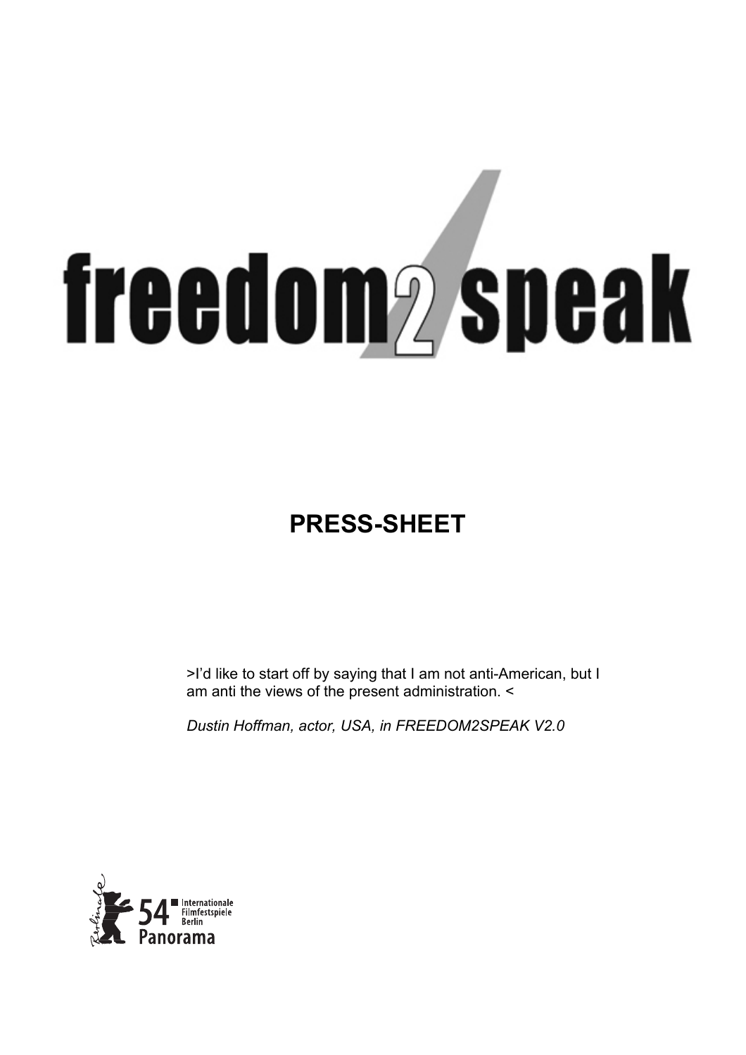# freedom2speak

## PRESS-SHEET

>I'd like to start off by saying that I am not anti-American, but I am anti the views of the present administration. <

*Dustin Hoffman, actor, USA, in FREEDOM2SPEAK V2.0*

54 Internationale Filmfestspiele Berlin
Panorama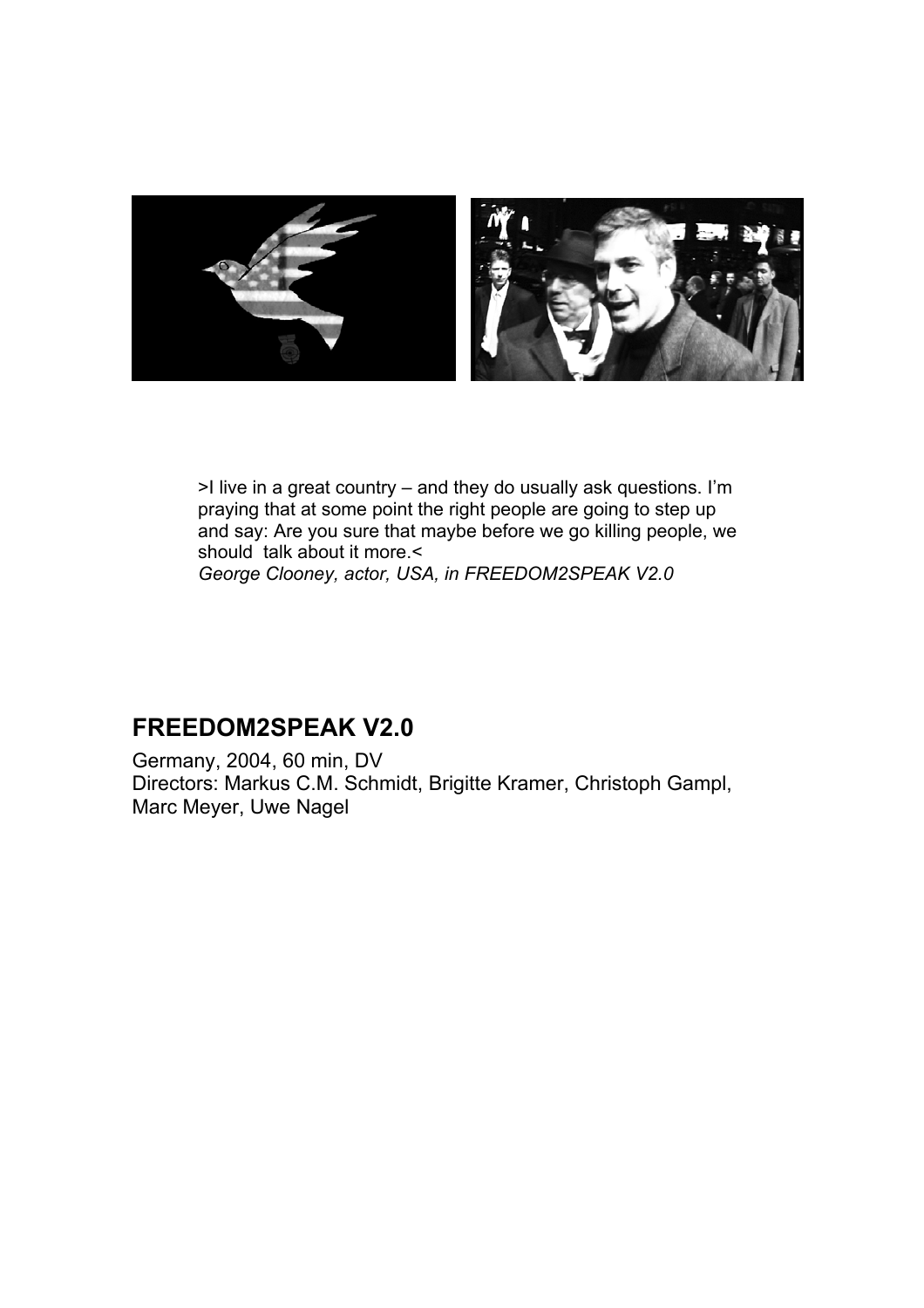>I live in a great country – and they do usually ask questions. I'm praying that at some point the right people are going to step up and say: Are you sure that maybe before we go killing people, we should talk about it more.<
*George Clooney, actor, USA, in FREEDOM2SPEAK V2.0*

## FREEDOM2SPEAK V2.0

Germany, 2004, 60 min, DV
Directors: Markus C.M. Schmidt, Brigitte Kramer, Christoph Gampl, Marc Meyer, Uwe Nagel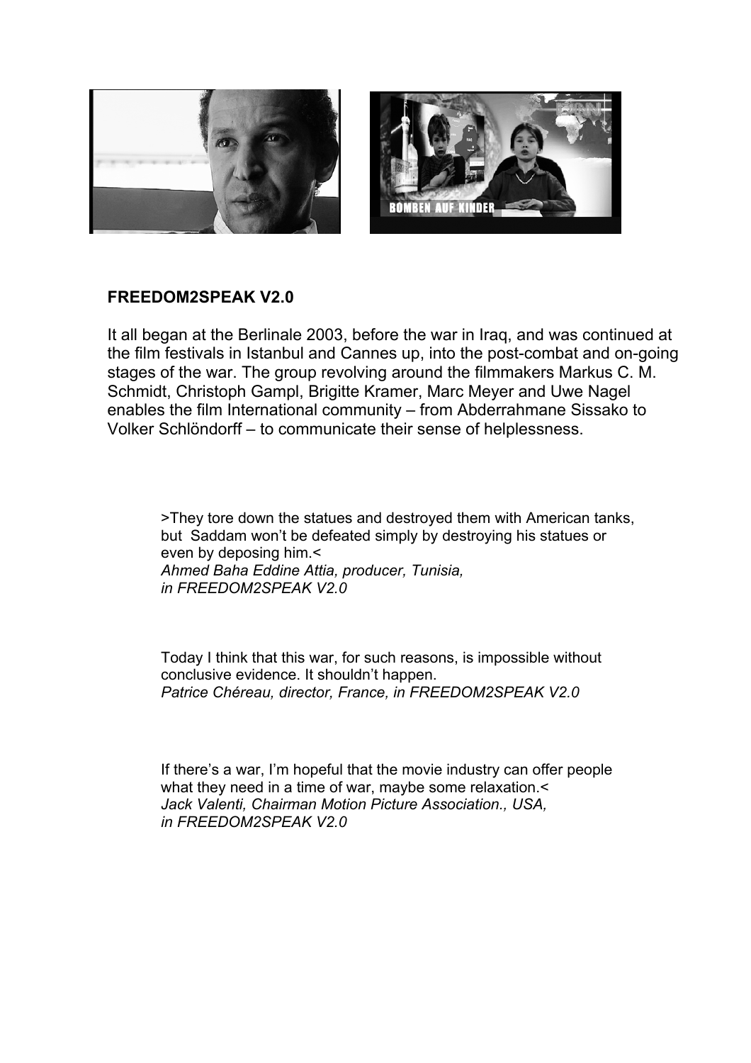**FREEDOM2SPEAK V2.0**

It all began at the Berlinale 2003, before the war in Iraq, and was continued at the film festivals in Istanbul and Cannes up, into the post-combat and on-going stages of the war. The group revolving around the filmmakers Markus C. M. Schmidt, Christoph Gampl, Brigitte Kramer, Marc Meyer and Uwe Nagel enables the film International community – from Abderrahmane Sissako to Volker Schlöndorff – to communicate their sense of helplessness.

>They tore down the statues and destroyed them with American tanks, but Saddam won't be defeated simply by destroying his statues or even by deposing him.<
*Ahmed Baha Eddine Attia, producer, Tunisia, in FREEDOM2SPEAK V2.0*

Today I think that this war, for such reasons, is impossible without conclusive evidence. It shouldn't happen.
*Patrice Chéreau, director, France, in FREEDOM2SPEAK V2.0*

If there's a war, I'm hopeful that the movie industry can offer people what they need in a time of war, maybe some relaxation.<
*Jack Valenti, Chairman Motion Picture Association., USA, in FREEDOM2SPEAK V2.0*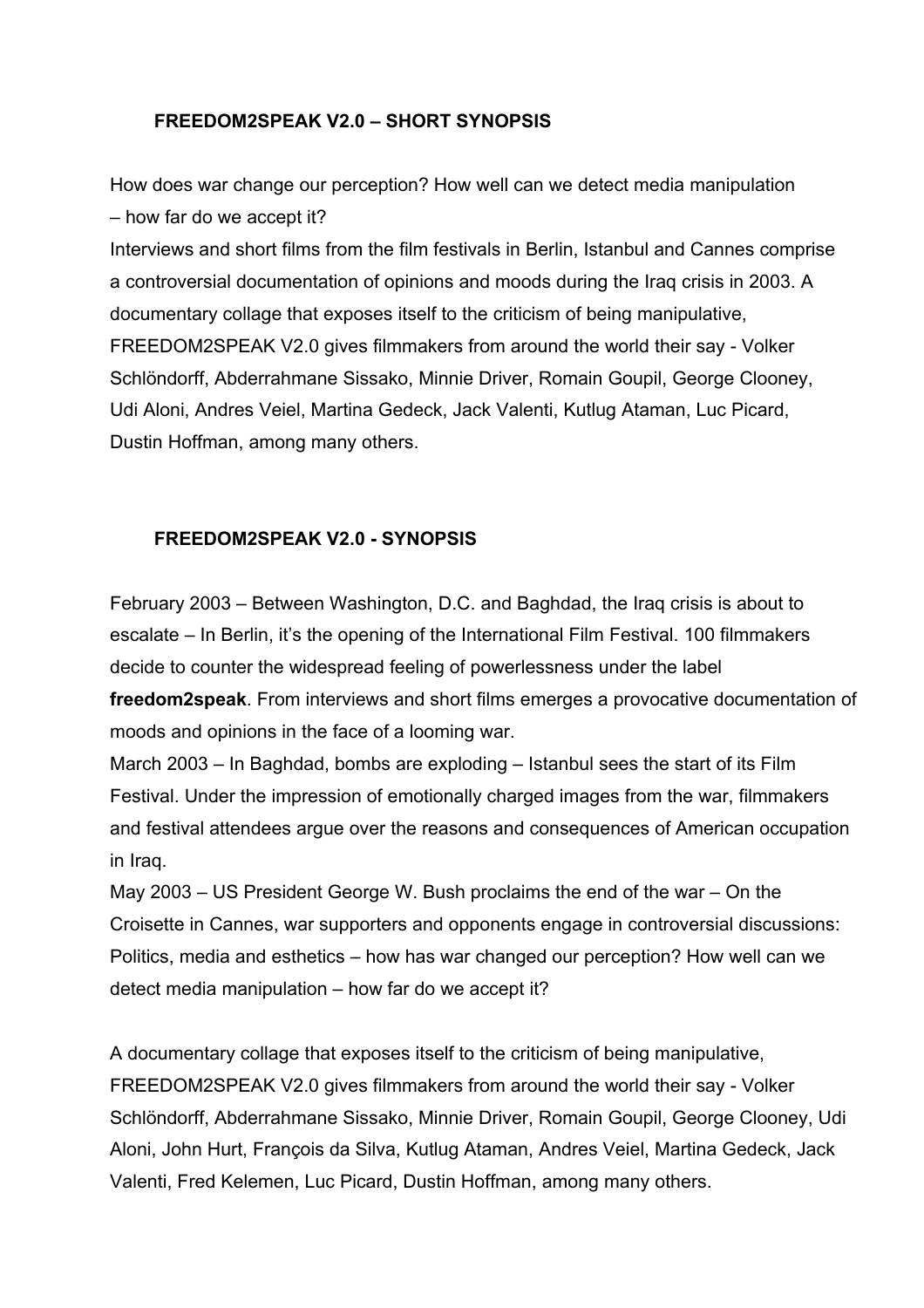## FREEDOM2SPEAK V2.0 – SHORT SYNOPSIS

How does war change our perception? How well can we detect media manipulation – how far do we accept it?
Interviews and short films from the film festivals in Berlin, Istanbul and Cannes comprise a controversial documentation of opinions and moods during the Iraq crisis in 2003. A documentary collage that exposes itself to the criticism of being manipulative, FREEDOM2SPEAK V2.0 gives filmmakers from around the world their say - Volker Schlöndorff, Abderrahmane Sissako, Minnie Driver, Romain Goupil, George Clooney, Udi Aloni, Andres Veiel, Martina Gedeck, Jack Valenti, Kutlug Ataman, Luc Picard, Dustin Hoffman, among many others.

## FREEDOM2SPEAK V2.0 - SYNOPSIS

February 2003 – Between Washington, D.C. and Baghdad, the Iraq crisis is about to escalate – In Berlin, it's the opening of the International Film Festival. 100 filmmakers decide to counter the widespread feeling of powerlessness under the label **freedom2speak**. From interviews and short films emerges a provocative documentation of moods and opinions in the face of a looming war.
March 2003 – In Baghdad, bombs are exploding – Istanbul sees the start of its Film Festival. Under the impression of emotionally charged images from the war, filmmakers and festival attendees argue over the reasons and consequences of American occupation in Iraq.
May 2003 – US President George W. Bush proclaims the end of the war – On the Croisette in Cannes, war supporters and opponents engage in controversial discussions: Politics, media and esthetics – how has war changed our perception? How well can we detect media manipulation – how far do we accept it?

A documentary collage that exposes itself to the criticism of being manipulative, FREEDOM2SPEAK V2.0 gives filmmakers from around the world their say - Volker Schlöndorff, Abderrahmane Sissako, Minnie Driver, Romain Goupil, George Clooney, Udi Aloni, John Hurt, François da Silva, Kutlug Ataman, Andres Veiel, Martina Gedeck, Jack Valenti, Fred Kelemen, Luc Picard, Dustin Hoffman, among many others.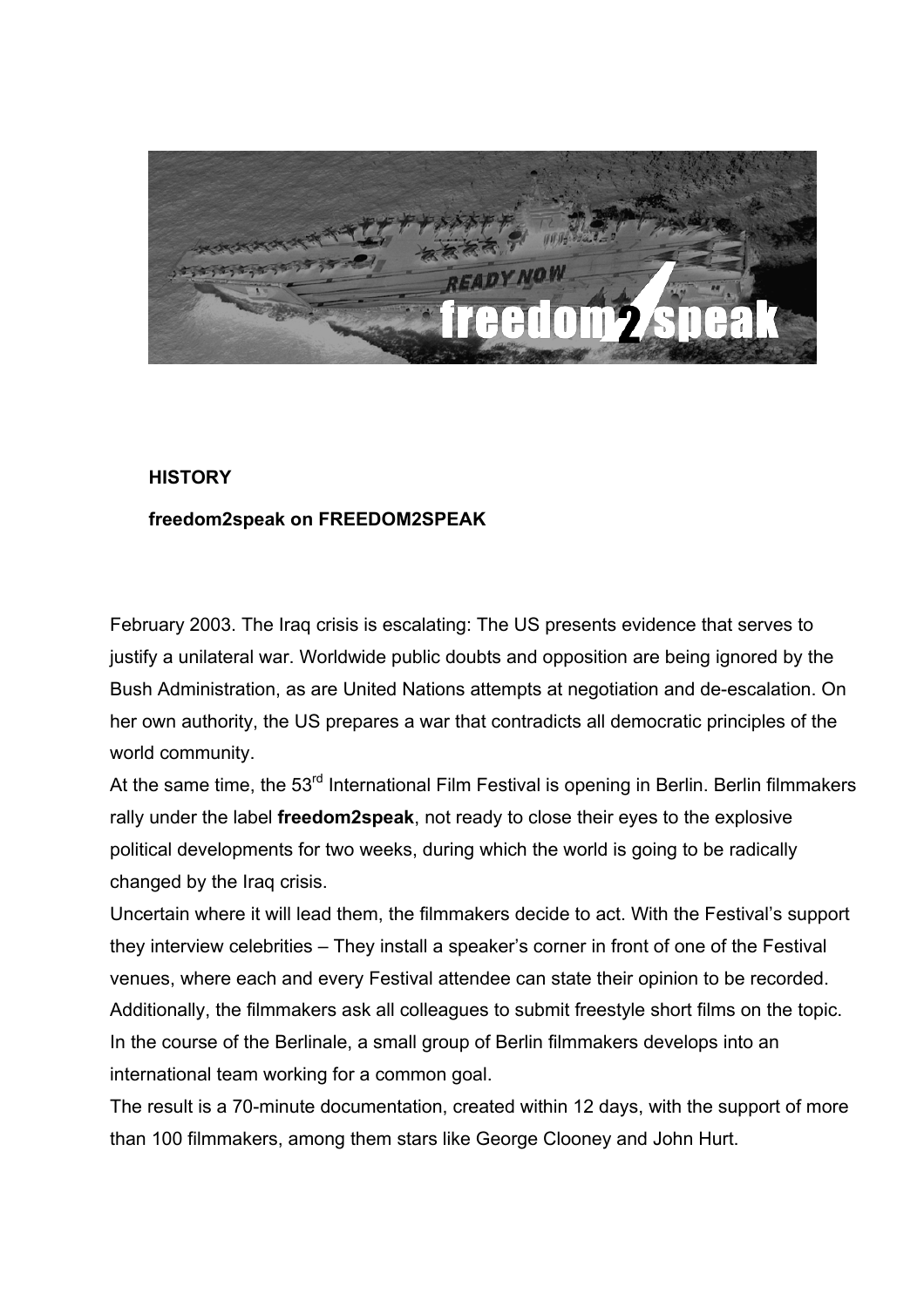**HISTORY**

**freedom2speak on FREEDOM2SPEAK**

February 2003. The Iraq crisis is escalating: The US presents evidence that serves to justify a unilateral war. Worldwide public doubts and opposition are being ignored by the Bush Administration, as are United Nations attempts at negotiation and de-escalation. On her own authority, the US prepares a war that contradicts all democratic principles of the world community.

At the same time, the 53rd International Film Festival is opening in Berlin. Berlin filmmakers rally under the label **freedom2speak**, not ready to close their eyes to the explosive political developments for two weeks, during which the world is going to be radically changed by the Iraq crisis.

Uncertain where it will lead them, the filmmakers decide to act. With the Festival's support they interview celebrities – They install a speaker's corner in front of one of the Festival venues, where each and every Festival attendee can state their opinion to be recorded. Additionally, the filmmakers ask all colleagues to submit freestyle short films on the topic. In the course of the Berlinale, a small group of Berlin filmmakers develops into an international team working for a common goal.

The result is a 70-minute documentation, created within 12 days, with the support of more than 100 filmmakers, among them stars like George Clooney and John Hurt.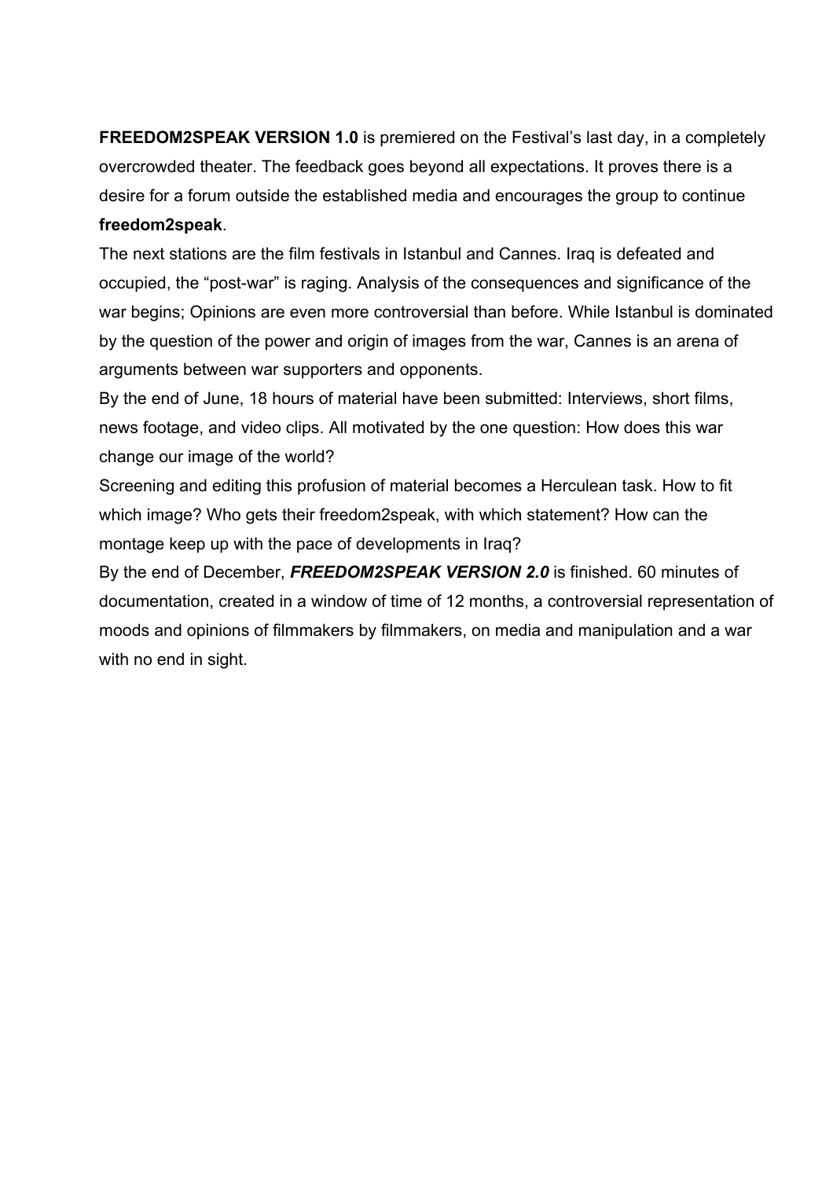**FREEDOM2SPEAK VERSION 1.0** is premiered on the Festival's last day, in a completely overcrowded theater. The feedback goes beyond all expectations. It proves there is a desire for a forum outside the established media and encourages the group to continue **freedom2speak**.

The next stations are the film festivals in Istanbul and Cannes. Iraq is defeated and occupied, the "post-war" is raging. Analysis of the consequences and significance of the war begins; Opinions are even more controversial than before. While Istanbul is dominated by the question of the power and origin of images from the war, Cannes is an arena of arguments between war supporters and opponents.

By the end of June, 18 hours of material have been submitted: Interviews, short films, news footage, and video clips. All motivated by the one question: How does this war change our image of the world?

Screening and editing this profusion of material becomes a Herculean task. How to fit which image? Who gets their freedom2speak, with which statement? How can the montage keep up with the pace of developments in Iraq?

By the end of December, ***FREEDOM2SPEAK VERSION 2.0*** is finished. 60 minutes of documentation, created in a window of time of 12 months, a controversial representation of moods and opinions of filmmakers by filmmakers, on media and manipulation and a war with no end in sight.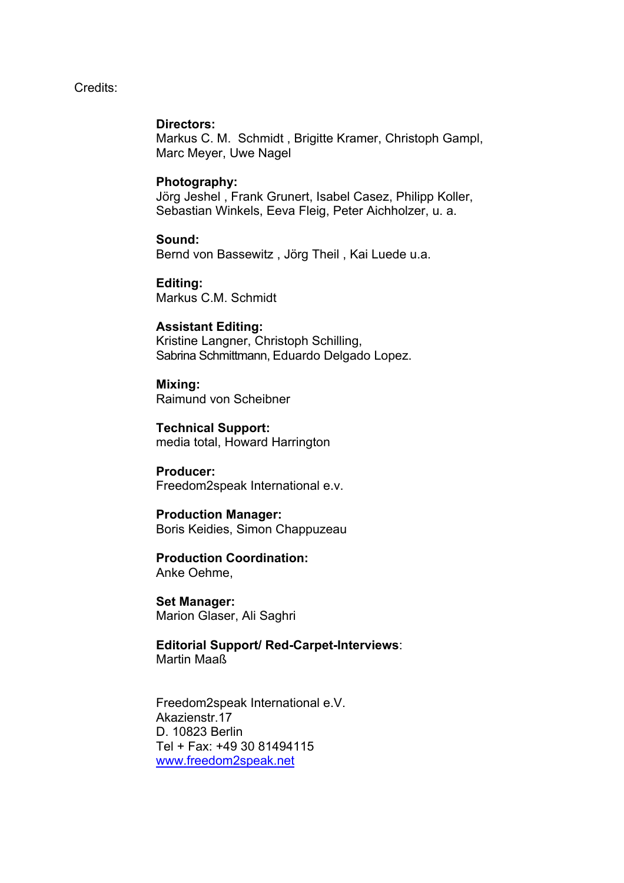Credits:

**Directors:**
Markus C. M. Schmidt , Brigitte Kramer, Christoph Gampl, Marc Meyer, Uwe Nagel

**Photography:**
Jörg Jeshel , Frank Grunert, Isabel Casez, Philipp Koller, Sebastian Winkels, Eeva Fleig, Peter Aichholzer, u. a.

**Sound:**
Bernd von Bassewitz , Jörg Theil , Kai Luede u.a.

**Editing:**
Markus C.M. Schmidt

**Assistant Editing:**
Kristine Langner, Christoph Schilling, Sabrina Schmittmann, Eduardo Delgado Lopez.

**Mixing:**
Raimund von Scheibner

**Technical Support:**
media total, Howard Harrington

**Producer:**
Freedom2speak International e.v.

**Production Manager:**
Boris Keidies, Simon Chappuzeau

**Production Coordination:**
Anke Oehme,

**Set Manager:**
Marion Glaser, Ali Saghri

**Editorial Support/ Red-Carpet-Interviews**:
Martin Maaß

Freedom2speak International e.V.
Akazienstr.17
D. 10823 Berlin
Tel + Fax: +49 30 81494115
www.freedom2speak.net